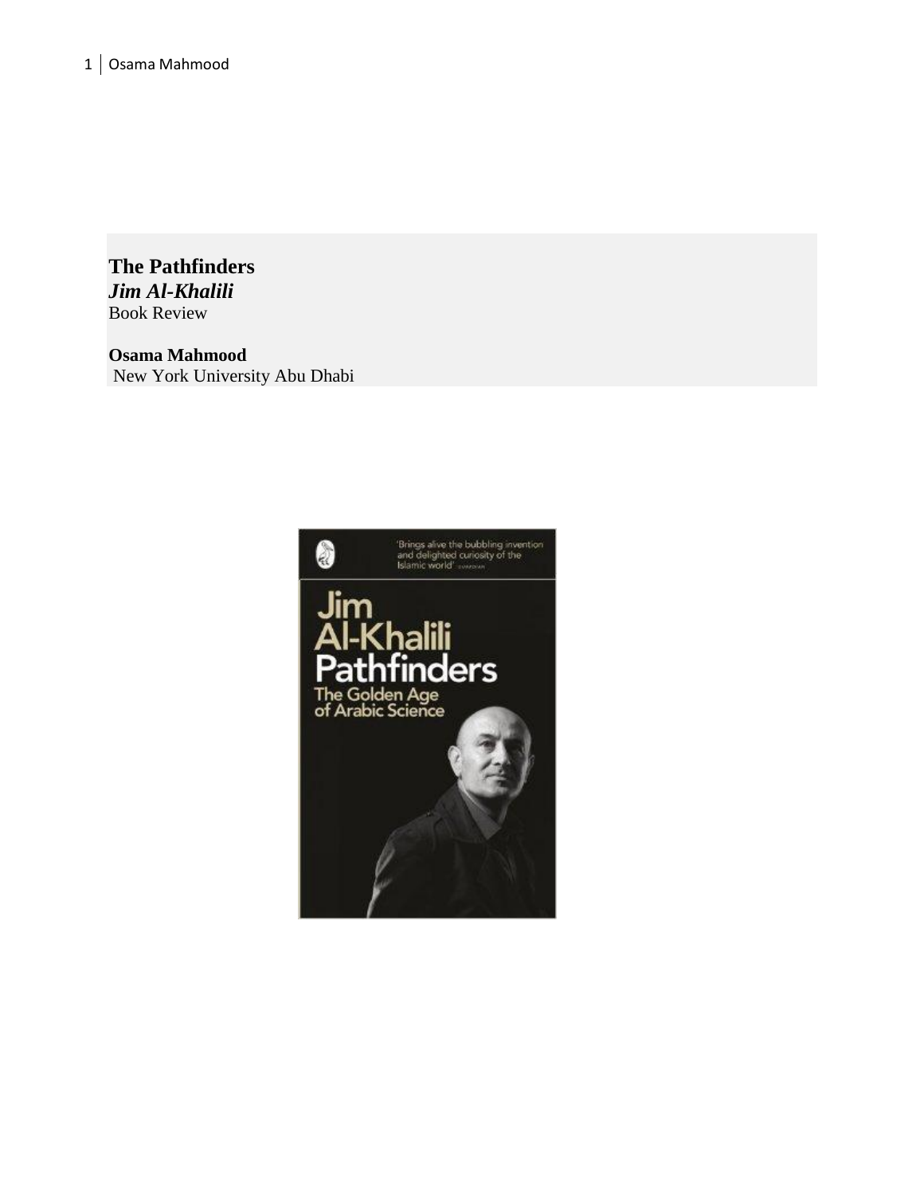# The Pathfinders

***Jim Al-Khalili***

Book Review

**Osama Mahmood**

New York University Abu Dhabi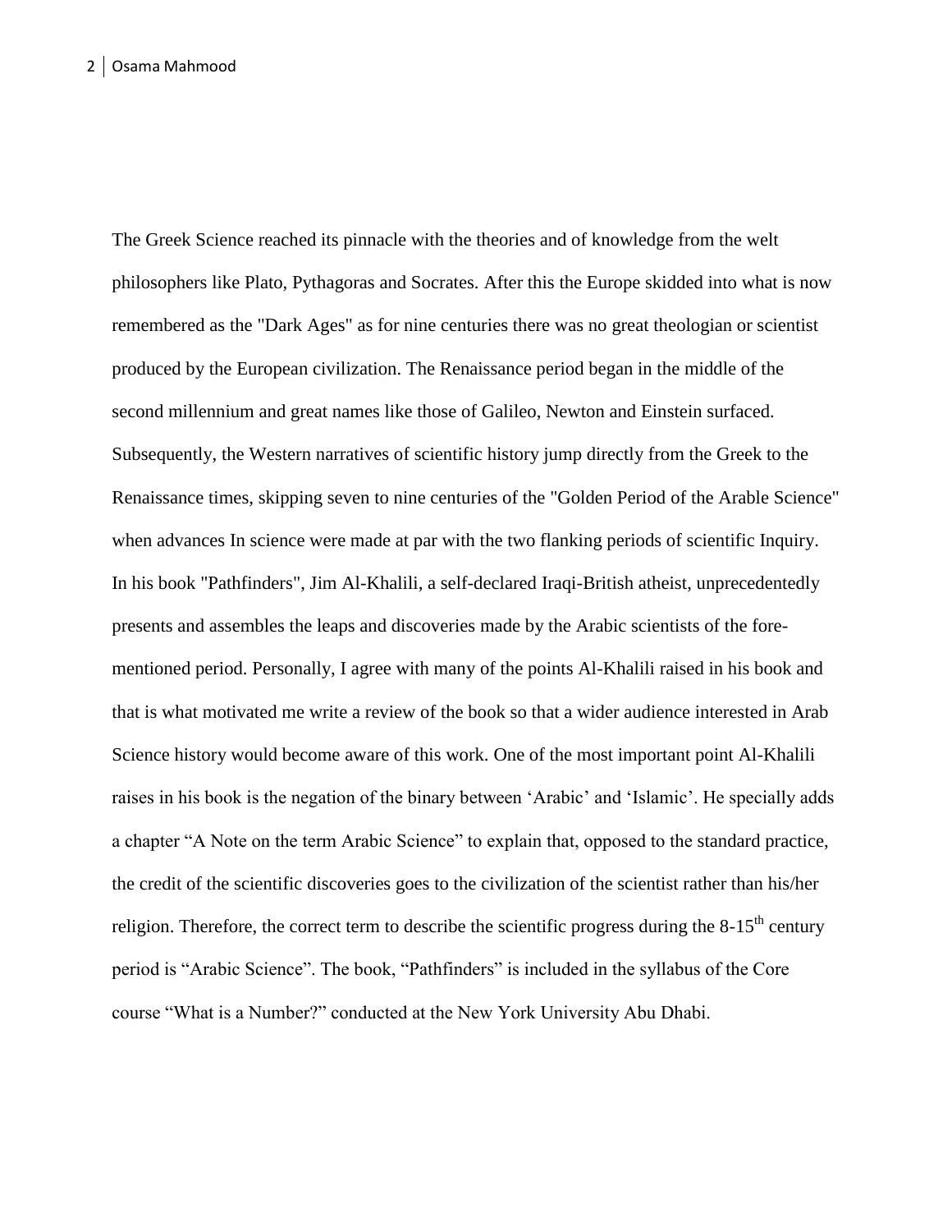The Greek Science reached its pinnacle with the theories and of knowledge from the welt philosophers like Plato, Pythagoras and Socrates. After this the Europe skidded into what is now remembered as the "Dark Ages" as for nine centuries there was no great theologian or scientist produced by the European civilization. The Renaissance period began in the middle of the second millennium and great names like those of Galileo, Newton and Einstein surfaced. Subsequently, the Western narratives of scientific history jump directly from the Greek to the Renaissance times, skipping seven to nine centuries of the "Golden Period of the Arable Science" when advances In science were made at par with the two flanking periods of scientific Inquiry. In his book "Pathfinders", Jim Al-Khalili, a self-declared Iraqi-British atheist, unprecedentedly presents and assembles the leaps and discoveries made by the Arabic scientists of the fore-mentioned period. Personally, I agree with many of the points Al-Khalili raised in his book and that is what motivated me write a review of the book so that a wider audience interested in Arab Science history would become aware of this work. One of the most important point Al-Khalili raises in his book is the negation of the binary between 'Arabic' and 'Islamic'. He specially adds a chapter "A Note on the term Arabic Science" to explain that, opposed to the standard practice, the credit of the scientific discoveries goes to the civilization of the scientist rather than his/her religion. Therefore, the correct term to describe the scientific progress during the 8-15th century period is "Arabic Science". The book, "Pathfinders" is included in the syllabus of the Core course "What is a Number?" conducted at the New York University Abu Dhabi.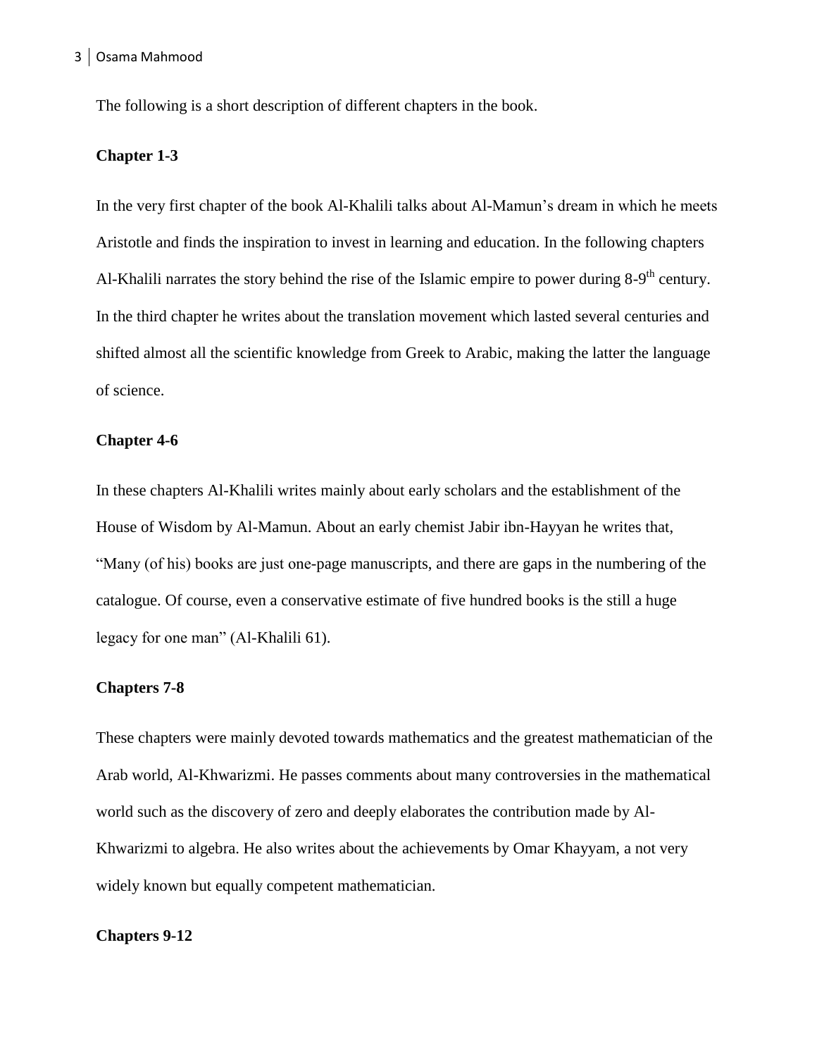The following is a short description of different chapters in the book.

**Chapter 1-3**

In the very first chapter of the book Al-Khalili talks about Al-Mamun's dream in which he meets Aristotle and finds the inspiration to invest in learning and education. In the following chapters Al-Khalili narrates the story behind the rise of the Islamic empire to power during 8-9th century. In the third chapter he writes about the translation movement which lasted several centuries and shifted almost all the scientific knowledge from Greek to Arabic, making the latter the language of science.

**Chapter 4-6**

In these chapters Al-Khalili writes mainly about early scholars and the establishment of the House of Wisdom by Al-Mamun. About an early chemist Jabir ibn-Hayyan he writes that, "Many (of his) books are just one-page manuscripts, and there are gaps in the numbering of the catalogue. Of course, even a conservative estimate of five hundred books is the still a huge legacy for one man" (Al-Khalili 61).

**Chapters 7-8**

These chapters were mainly devoted towards mathematics and the greatest mathematician of the Arab world, Al-Khwarizmi. He passes comments about many controversies in the mathematical world such as the discovery of zero and deeply elaborates the contribution made by Al-Khwarizmi to algebra. He also writes about the achievements by Omar Khayyam, a not very widely known but equally competent mathematician.

**Chapters 9-12**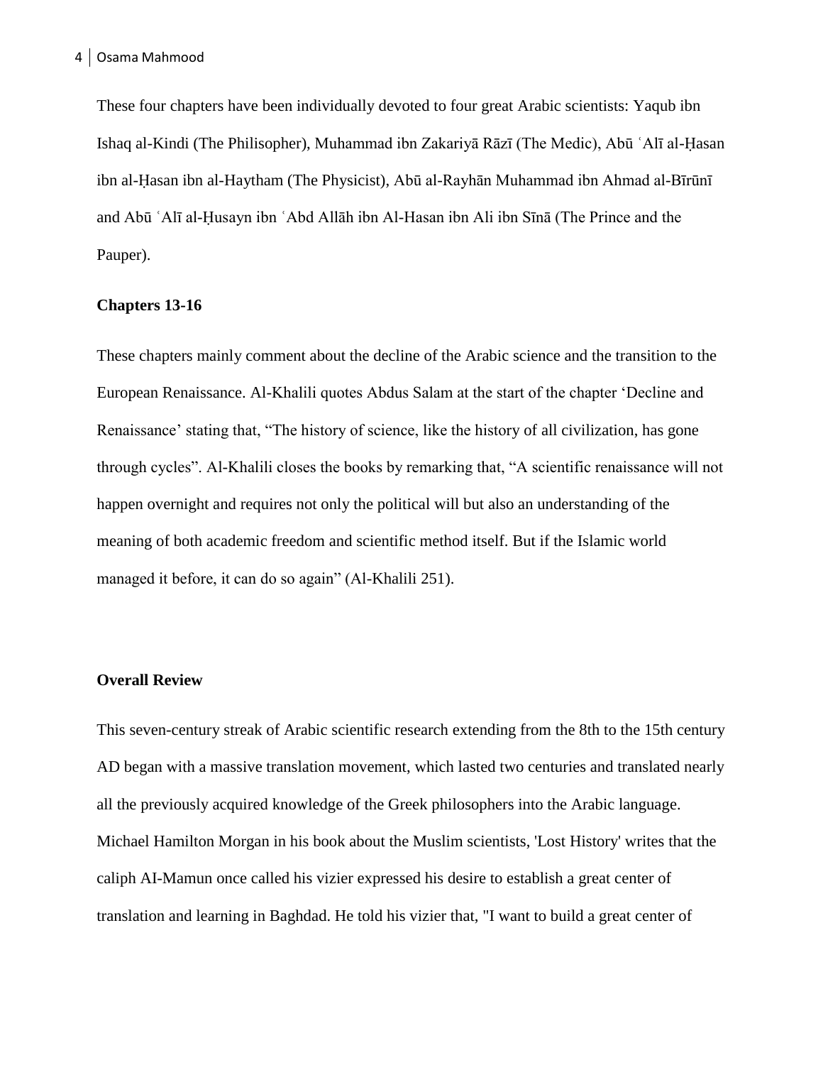These four chapters have been individually devoted to four great Arabic scientists: Yaqub ibn Ishaq al-Kindi (The Philisopher), Muhammad ibn Zakariyā Rāzī (The Medic), Abū ʿAlī al-Ḥasan ibn al-Ḥasan ibn al-Haytham (The Physicist), Abū al-Rayhān Muhammad ibn Ahmad al-Bīrūnī and Abū ʿAlī al-Ḥusayn ibn ʿAbd Allāh ibn Al-Hasan ibn Ali ibn Sīnā (The Prince and the Pauper).

**Chapters 13-16**

These chapters mainly comment about the decline of the Arabic science and the transition to the European Renaissance. Al-Khalili quotes Abdus Salam at the start of the chapter 'Decline and Renaissance' stating that, "The history of science, like the history of all civilization, has gone through cycles". Al-Khalili closes the books by remarking that, "A scientific renaissance will not happen overnight and requires not only the political will but also an understanding of the meaning of both academic freedom and scientific method itself. But if the Islamic world managed it before, it can do so again" (Al-Khalili 251).

**Overall Review**

This seven-century streak of Arabic scientific research extending from the 8th to the 15th century AD began with a massive translation movement, which lasted two centuries and translated nearly all the previously acquired knowledge of the Greek philosophers into the Arabic language. Michael Hamilton Morgan in his book about the Muslim scientists, 'Lost History' writes that the caliph AI-Mamun once called his vizier expressed his desire to establish a great center of translation and learning in Baghdad. He told his vizier that, "I want to build a great center of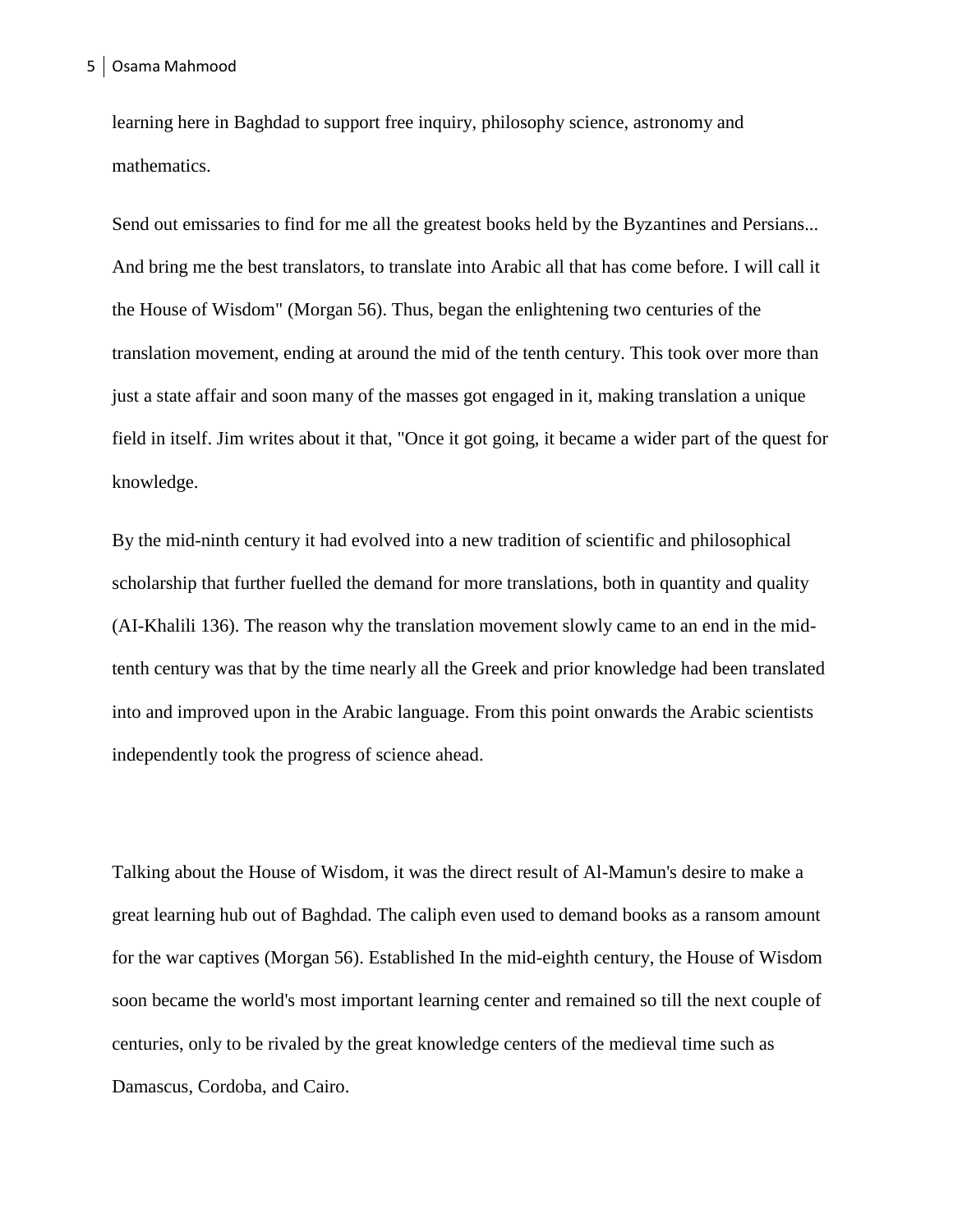learning here in Baghdad to support free inquiry, philosophy science, astronomy and mathematics.

Send out emissaries to find for me all the greatest books held by the Byzantines and Persians... And bring me the best translators, to translate into Arabic all that has come before. I will call it the House of Wisdom" (Morgan 56). Thus, began the enlightening two centuries of the translation movement, ending at around the mid of the tenth century. This took over more than just a state affair and soon many of the masses got engaged in it, making translation a unique field in itself. Jim writes about it that, "Once it got going, it became a wider part of the quest for knowledge.

By the mid-ninth century it had evolved into a new tradition of scientific and philosophical scholarship that further fuelled the demand for more translations, both in quantity and quality (AI-Khalili 136). The reason why the translation movement slowly came to an end in the mid-tenth century was that by the time nearly all the Greek and prior knowledge had been translated into and improved upon in the Arabic language. From this point onwards the Arabic scientists independently took the progress of science ahead.

Talking about the House of Wisdom, it was the direct result of Al-Mamun's desire to make a great learning hub out of Baghdad. The caliph even used to demand books as a ransom amount for the war captives (Morgan 56). Established In the mid-eighth century, the House of Wisdom soon became the world's most important learning center and remained so till the next couple of centuries, only to be rivaled by the great knowledge centers of the medieval time such as Damascus, Cordoba, and Cairo.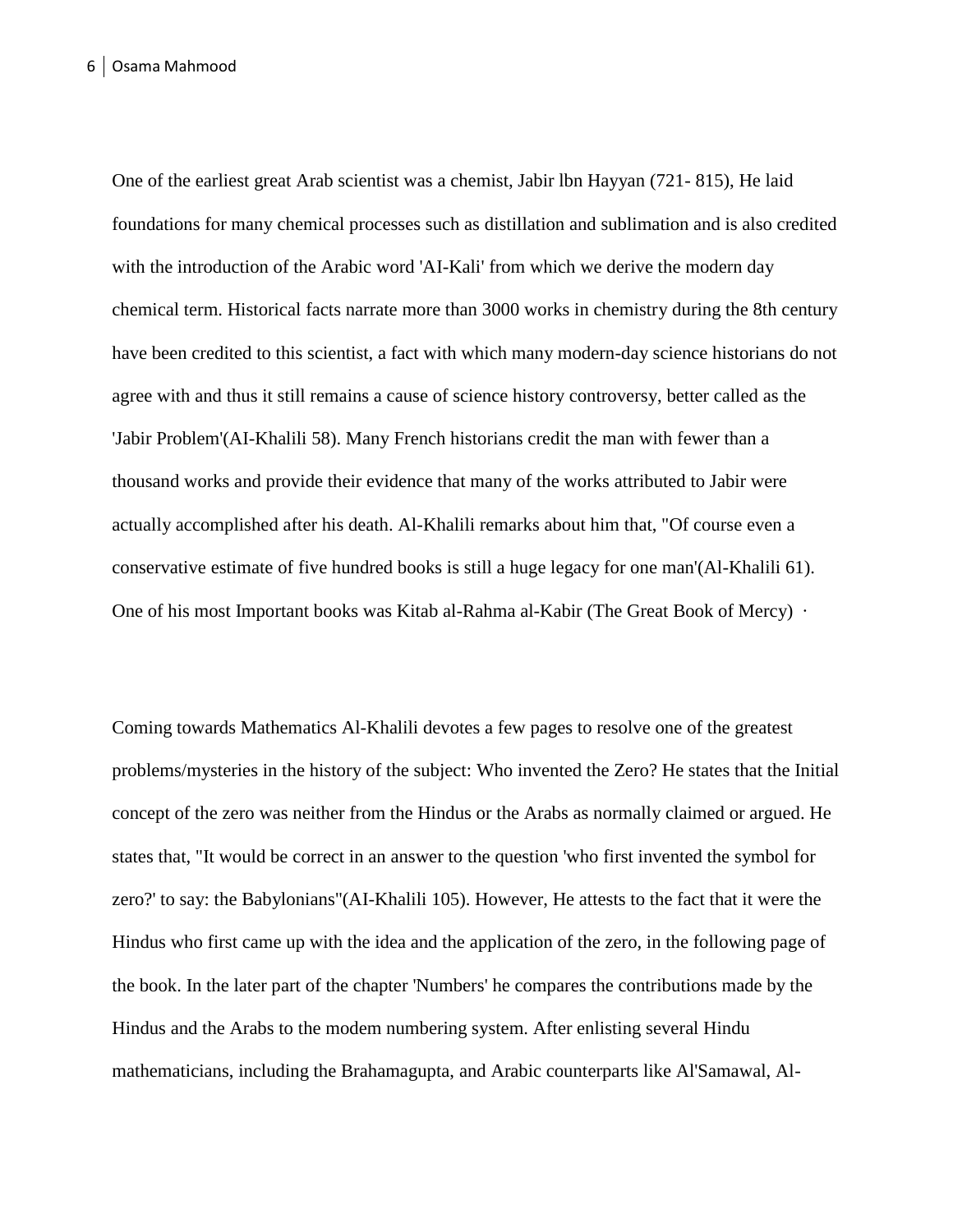One of the earliest great Arab scientist was a chemist, Jabir lbn Hayyan (721- 815), He laid foundations for many chemical processes such as distillation and sublimation and is also credited with the introduction of the Arabic word 'AI-Kali' from which we derive the modern day chemical term. Historical facts narrate more than 3000 works in chemistry during the 8th century have been credited to this scientist, a fact with which many modern-day science historians do not agree with and thus it still remains a cause of science history controversy, better called as the 'Jabir Problem'(AI-Khalili 58). Many French historians credit the man with fewer than a thousand works and provide their evidence that many of the works attributed to Jabir were actually accomplished after his death. Al-Khalili remarks about him that, "Of course even a conservative estimate of five hundred books is still a huge legacy for one man'(Al-Khalili 61). One of his most Important books was Kitab al-Rahma al-Kabir (The Great Book of Mercy) ·

Coming towards Mathematics Al-Khalili devotes a few pages to resolve one of the greatest problems/mysteries in the history of the subject: Who invented the Zero? He states that the Initial concept of the zero was neither from the Hindus or the Arabs as normally claimed or argued. He states that, "It would be correct in an answer to the question 'who first invented the symbol for zero?' to say: the Babylonians"(AI-Khalili 105). However, He attests to the fact that it were the Hindus who first came up with the idea and the application of the zero, in the following page of the book. In the later part of the chapter 'Numbers' he compares the contributions made by the Hindus and the Arabs to the modem numbering system. After enlisting several Hindu mathematicians, including the Brahamagupta, and Arabic counterparts like Al'Samawal, Al-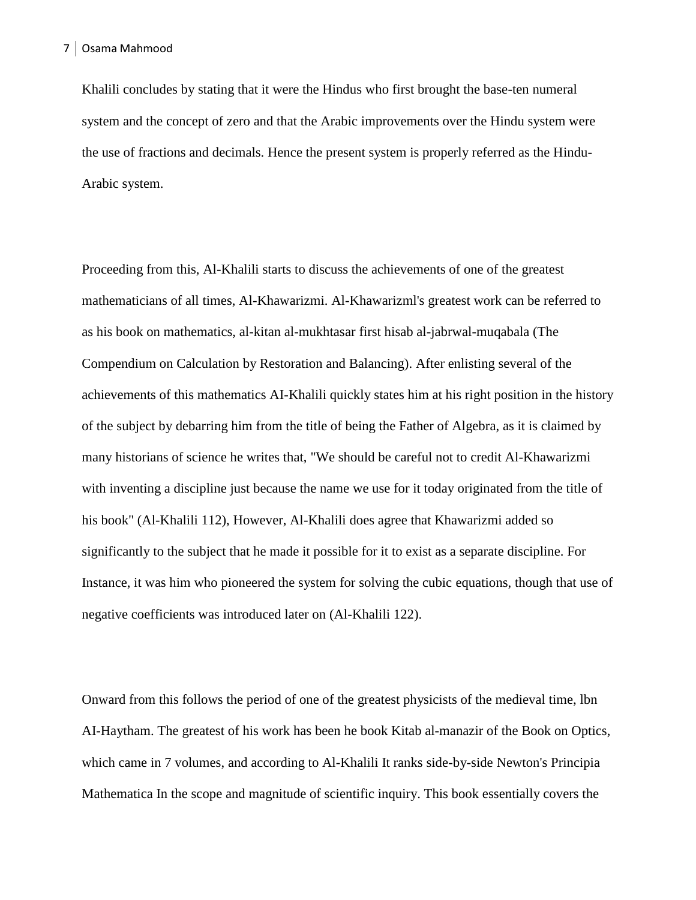Khalili concludes by stating that it were the Hindus who first brought the base-ten numeral system and the concept of zero and that the Arabic improvements over the Hindu system were the use of fractions and decimals. Hence the present system is properly referred as the Hindu-Arabic system.

Proceeding from this, Al-Khalili starts to discuss the achievements of one of the greatest mathematicians of all times, Al-Khawarizmi. Al-Khawarizml's greatest work can be referred to as his book on mathematics, al-kitan al-mukhtasar first hisab al-jabrwal-muqabala (The Compendium on Calculation by Restoration and Balancing). After enlisting several of the achievements of this mathematics AI-Khalili quickly states him at his right position in the history of the subject by debarring him from the title of being the Father of Algebra, as it is claimed by many historians of science he writes that, "We should be careful not to credit Al-Khawarizmi with inventing a discipline just because the name we use for it today originated from the title of his book" (Al-Khalili 112), However, Al-Khalili does agree that Khawarizmi added so significantly to the subject that he made it possible for it to exist as a separate discipline. For Instance, it was him who pioneered the system for solving the cubic equations, though that use of negative coefficients was introduced later on (Al-Khalili 122).

Onward from this follows the period of one of the greatest physicists of the medieval time, lbn AI-Haytham. The greatest of his work has been he book Kitab al-manazir of the Book on Optics, which came in 7 volumes, and according to Al-Khalili It ranks side-by-side Newton's Principia Mathematica In the scope and magnitude of scientific inquiry. This book essentially covers the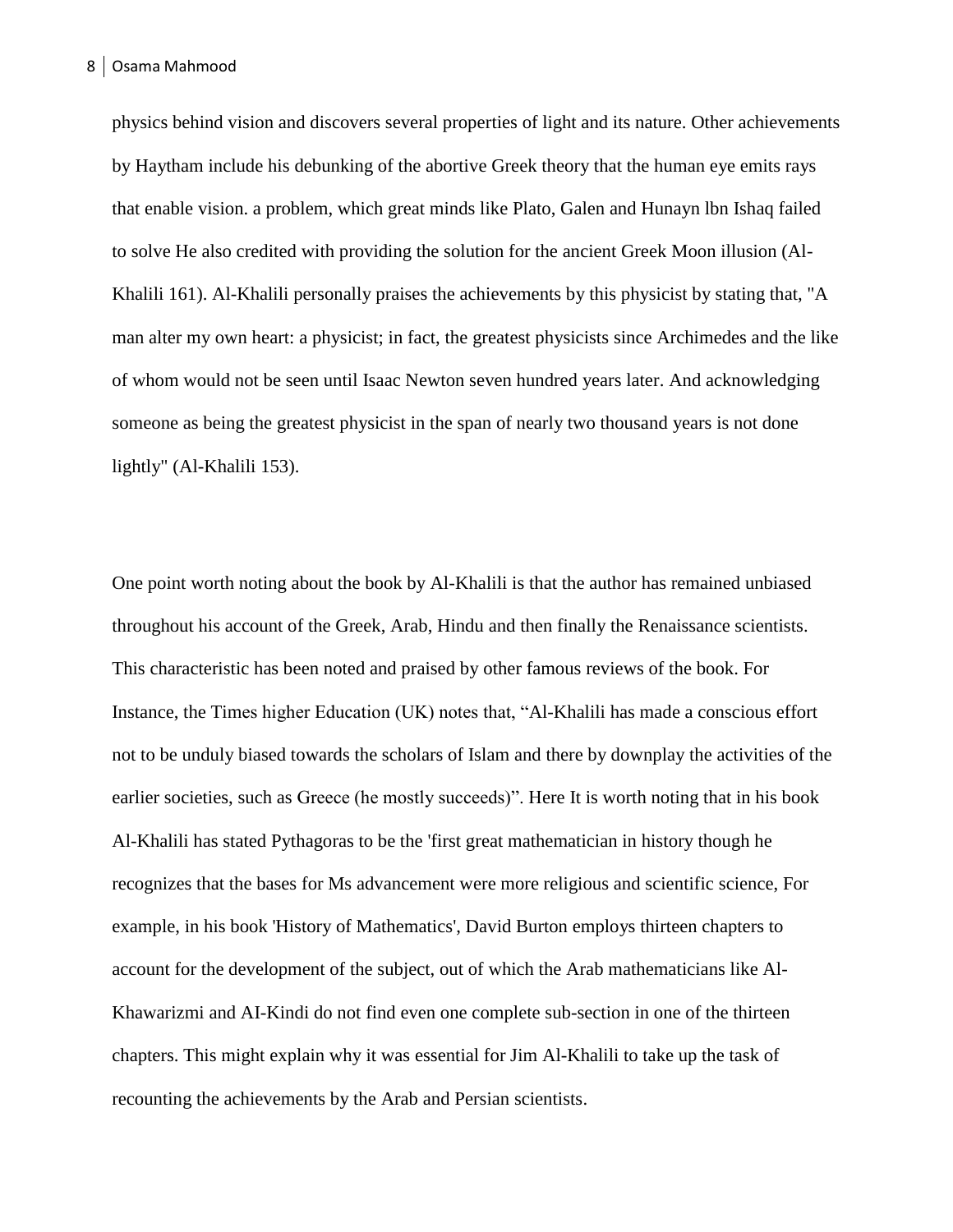physics behind vision and discovers several properties of light and its nature. Other achievements by Haytham include his debunking of the abortive Greek theory that the human eye emits rays that enable vision. a problem, which great minds like Plato, Galen and Hunayn lbn Ishaq failed to solve He also credited with providing the solution for the ancient Greek Moon illusion (Al-Khalili 161). Al-Khalili personally praises the achievements by this physicist by stating that, "A man alter my own heart: a physicist; in fact, the greatest physicists since Archimedes and the like of whom would not be seen until Isaac Newton seven hundred years later. And acknowledging someone as being the greatest physicist in the span of nearly two thousand years is not done lightly" (Al-Khalili 153).

One point worth noting about the book by Al-Khalili is that the author has remained unbiased throughout his account of the Greek, Arab, Hindu and then finally the Renaissance scientists. This characteristic has been noted and praised by other famous reviews of the book. For Instance, the Times higher Education (UK) notes that, “Al-Khalili has made a conscious effort not to be unduly biased towards the scholars of Islam and there by downplay the activities of the earlier societies, such as Greece (he mostly succeeds)”. Here It is worth noting that in his book Al-Khalili has stated Pythagoras to be the 'first great mathematician in history though he recognizes that the bases for Ms advancement were more religious and scientific science, For example, in his book 'History of Mathematics', David Burton employs thirteen chapters to account for the development of the subject, out of which the Arab mathematicians like Al-Khawarizmi and AI-Kindi do not find even one complete sub-section in one of the thirteen chapters. This might explain why it was essential for Jim Al-Khalili to take up the task of recounting the achievements by the Arab and Persian scientists.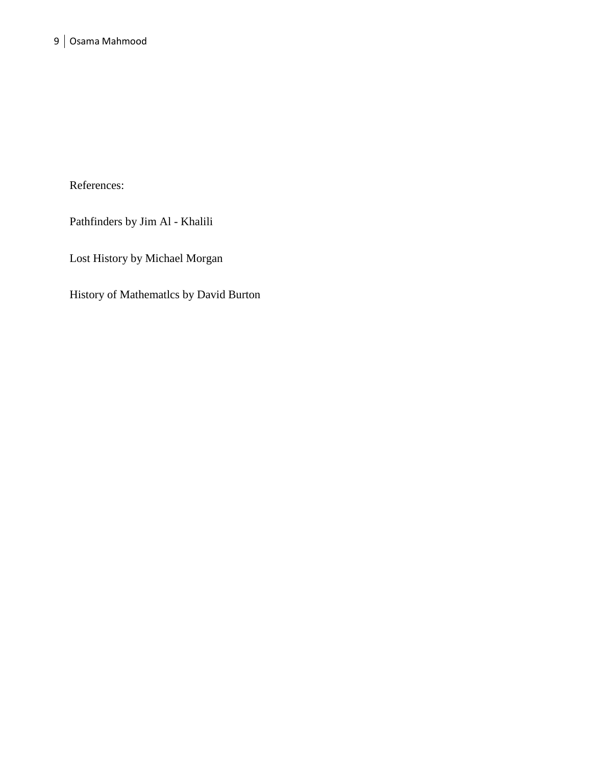References:

Pathfinders by Jim Al - Khalili

Lost History by Michael Morgan

History of Mathematlcs by David Burton